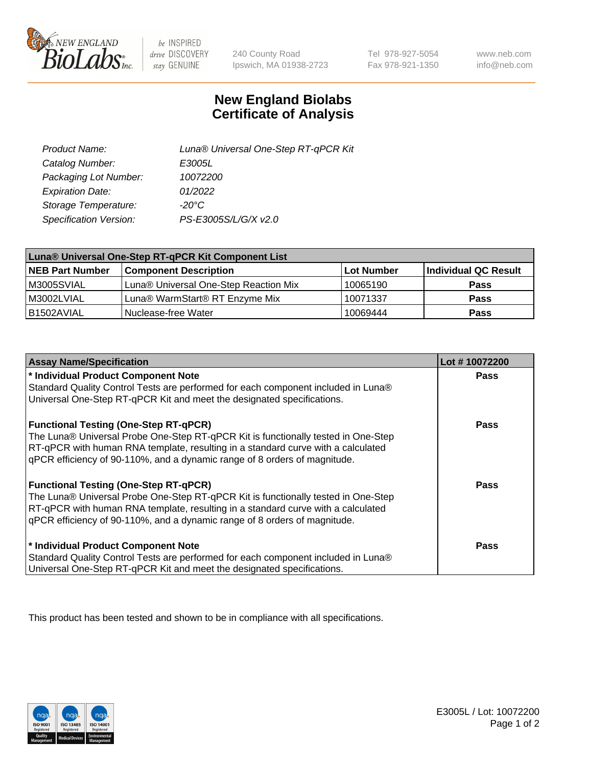New England BioLabs Inc. — be INSPIRED drive DISCOVERY stay GENUINE

240 County Road
Ipswich, MA 01938-2723

Tel 978-927-5054
Fax 978-921-1350

www.neb.com
info@neb.com

# New England Biolabs Certificate of Analysis

| | |
|---|---|
| Product Name: | Luna® Universal One-Step RT-qPCR Kit |
| Catalog Number: | E3005L |
| Packaging Lot Number: | 10072200 |
| Expiration Date: | 01/2022 |
| Storage Temperature: | -20°C |
| Specification Version: | PS-E3005S/L/G/X v2.0 |

| Luna® Universal One-Step RT-qPCR Kit Component List | | | |
|---|---|---|---|
| **NEB Part Number** | **Component Description** | **Lot Number** | **Individual QC Result** |
| M3005SVIAL | Luna® Universal One-Step Reaction Mix | 10065190 | **Pass** |
| M3002LVIAL | Luna® WarmStart® RT Enzyme Mix | 10071337 | **Pass** |
| B1502AVIAL | Nuclease-free Water | 10069444 | **Pass** |

| Assay Name/Specification | Lot # 10072200 |
|---|---|
| **\* Individual Product Component Note**<br>Standard Quality Control Tests are performed for each component included in Luna® Universal One-Step RT-qPCR Kit and meet the designated specifications. | **Pass** |
| **Functional Testing (One-Step RT-qPCR)**<br>The Luna® Universal Probe One-Step RT-qPCR Kit is functionally tested in One-Step RT-qPCR with human RNA template, resulting in a standard curve with a calculated qPCR efficiency of 90-110%, and a dynamic range of 8 orders of magnitude. | **Pass** |
| **Functional Testing (One-Step RT-qPCR)**<br>The Luna® Universal Probe One-Step RT-qPCR Kit is functionally tested in One-Step RT-qPCR with human RNA template, resulting in a standard curve with a calculated qPCR efficiency of 90-110%, and a dynamic range of 8 orders of magnitude. | **Pass** |
| **\* Individual Product Component Note**<br>Standard Quality Control Tests are performed for each component included in Luna® Universal One-Step RT-qPCR Kit and meet the designated specifications. | **Pass** |

This product has been tested and shown to be in compliance with all specifications.

E3005L / Lot: 10072200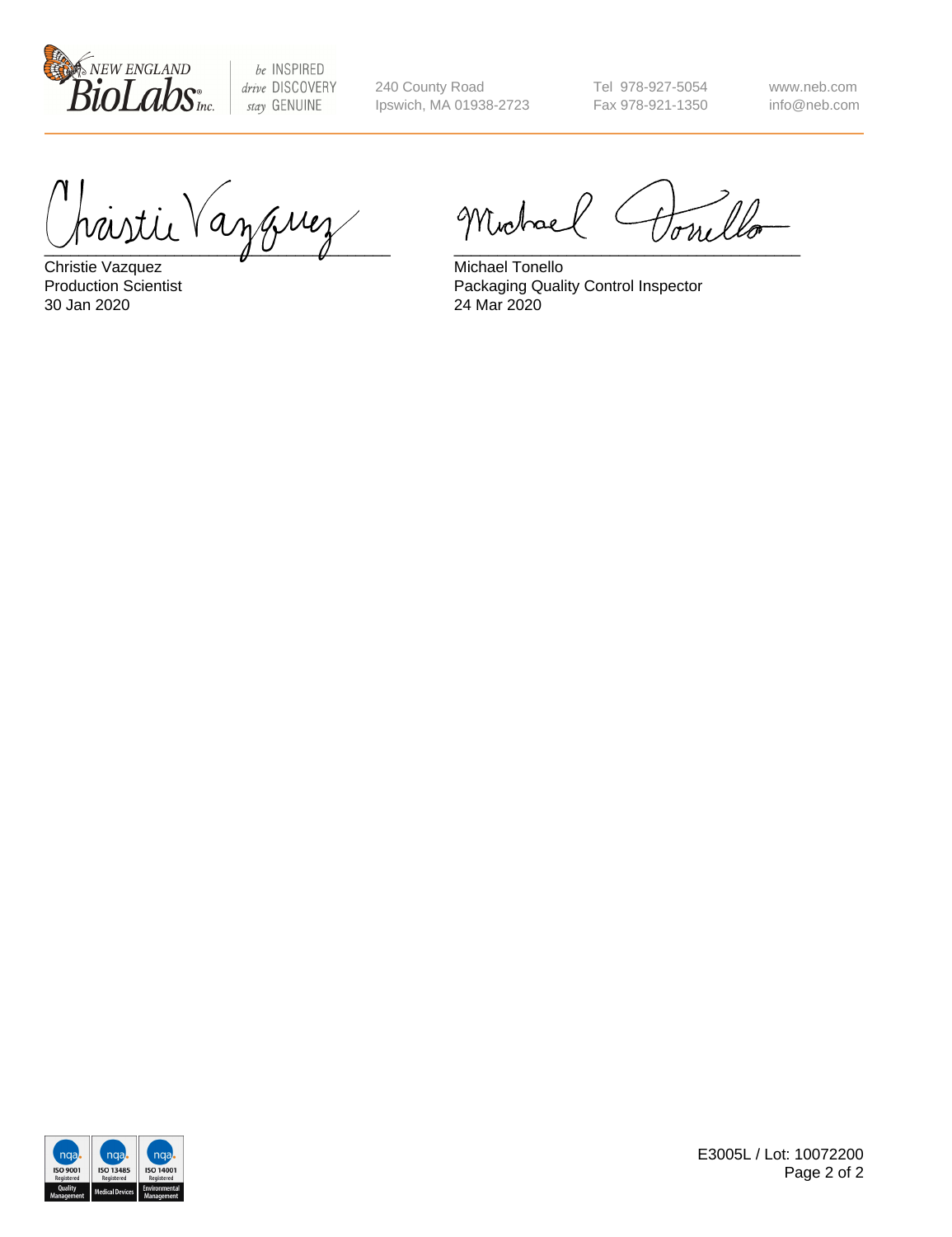NEW ENGLAND BioLabs Inc. be INSPIRED drive DISCOVERY stay GENUINE

240 County Road
Ipswich, MA 01938-2723

Tel 978-927-5054
Fax 978-921-1350

www.neb.com
info@neb.com

Christie Vazquez
Production Scientist
30 Jan 2020

Michael Tonello
Packaging Quality Control Inspector
24 Mar 2020

E3005L / Lot: 10072200